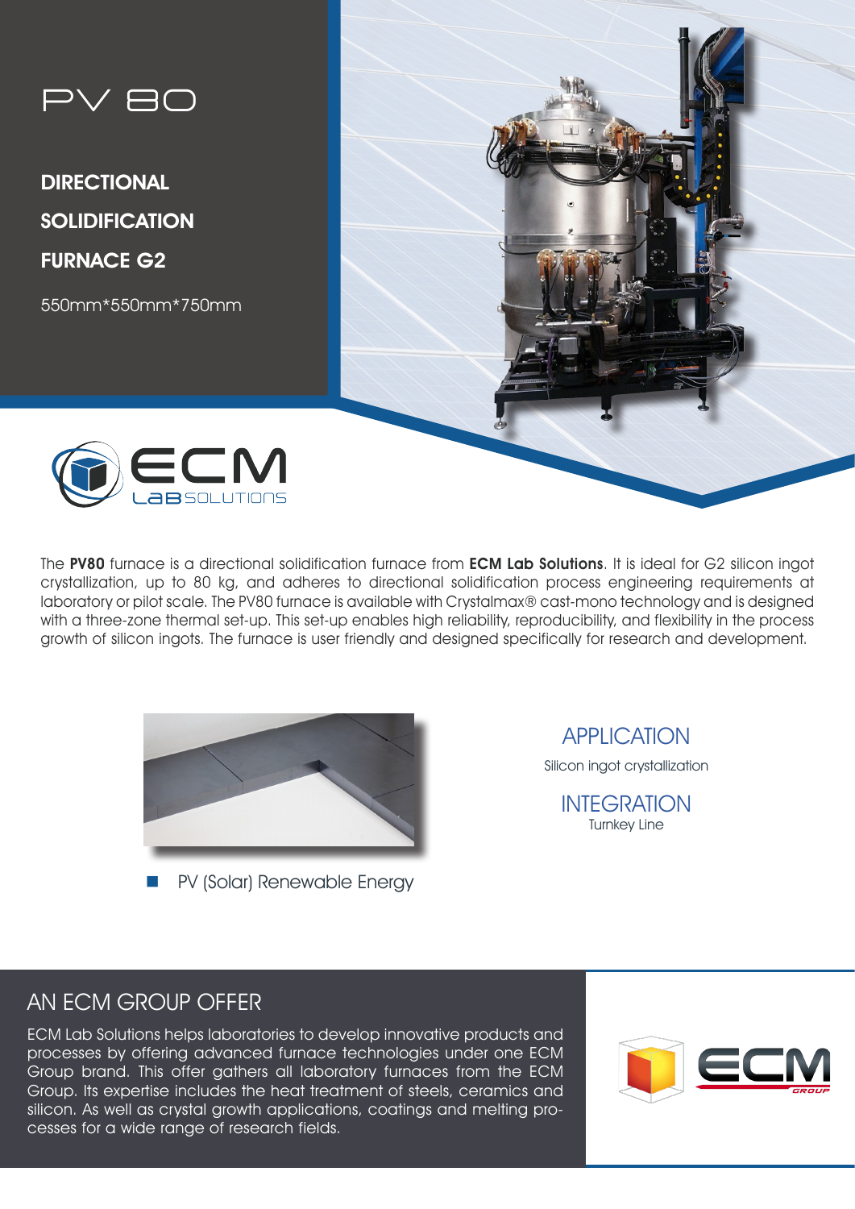# PV 80

## DIRECTIONAL SOLIDIFICATION FURNACE G2

550mm*550mm*750mm

ECM LAB SOLUTIONS

The **PV80** furnace is a directional solidification furnace from **ECM Lab Solutions**. It is ideal for G2 silicon ingot crystallization, up to 80 kg, and adheres to directional solidification process engineering requirements at laboratory or pilot scale. The PV80 furnace is available with Crystalmax® cast-mono technology and is designed with a three-zone thermal set-up. This set-up enables high reliability, reproducibility, and flexibility in the process growth of silicon ingots. The furnace is user friendly and designed specifically for research and development.

- PV (Solar) Renewable Energy

## APPLICATION

Silicon ingot crystallization

## INTEGRATION

Turnkey Line

## AN ECM GROUP OFFER

ECM Lab Solutions helps laboratories to develop innovative products and processes by offering advanced furnace technologies under one ECM Group brand. This offer gathers all laboratory furnaces from the ECM Group. Its expertise includes the heat treatment of steels, ceramics and silicon. As well as crystal growth applications, coatings and melting processes for a wide range of research fields.

ECM GROUP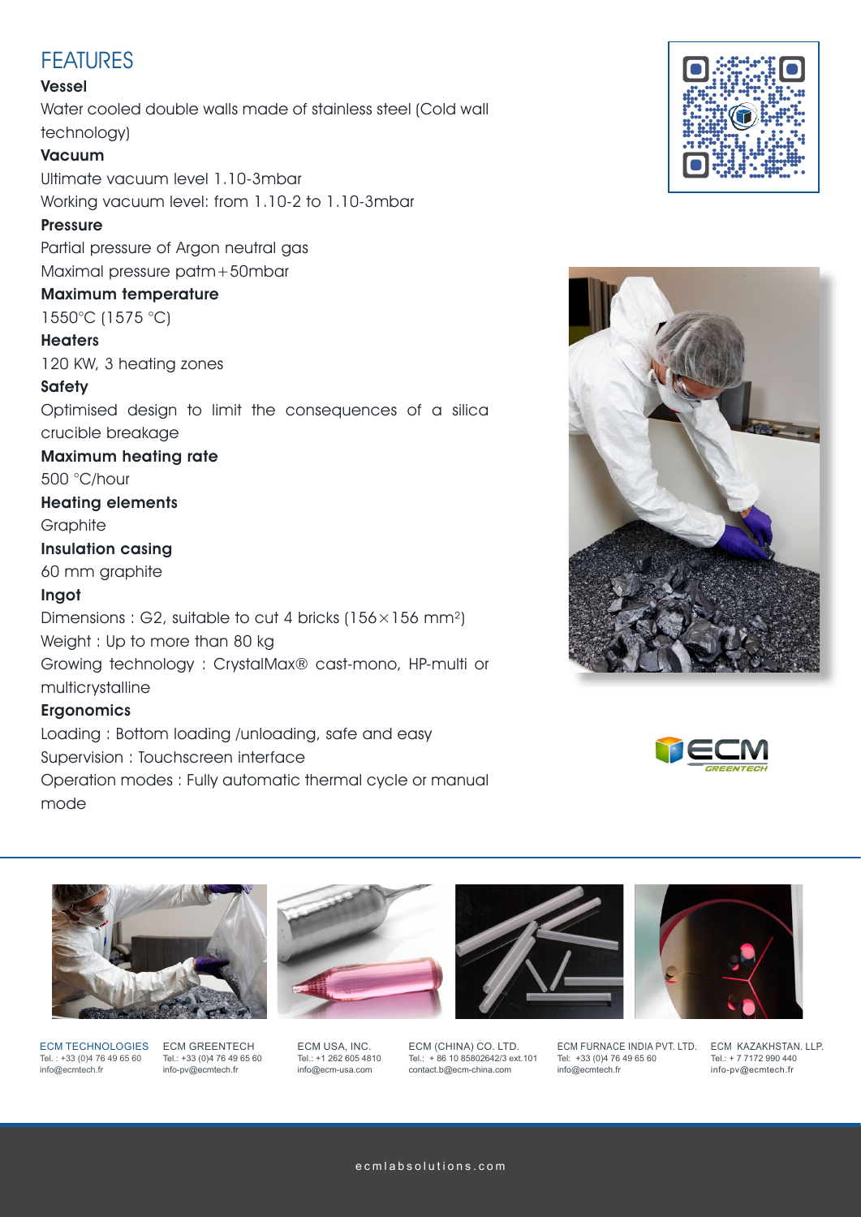## FEATURES

**Vessel**

Water cooled double walls made of stainless steel (Cold wall technology)

**Vacuum**

Ultimate vacuum level 1.10-3mbar

Working vacuum level: from 1.10-2 to 1.10-3mbar

**Pressure**

Partial pressure of Argon neutral gas

Maximal pressure patm+50mbar

**Maximum temperature**

1550°C (1575 °C)

**Heaters**

120 KW, 3 heating zones

**Safety**

Optimised design to limit the consequences of a silica crucible breakage

**Maximum heating rate**

500 °C/hour

**Heating elements**

Graphite

**Insulation casing**

60 mm graphite

**Ingot**

Dimensions : G2, suitable to cut 4 bricks (156×156 mm²)

Weight : Up to more than 80 kg

Growing technology : CrystalMax® cast-mono, HP-multi or multicrystalline

**Ergonomics**

Loading : Bottom loading /unloading, safe and easy

Supervision : Touchscreen interface

Operation modes : Fully automatic thermal cycle or manual mode

ECM GREENTECH

ECM TECHNOLOGIES
Tel. : +33 (0)4 76 49 65 60
info@ecmtech.fr

ECM GREENTECH
Tel.: +33 (0)4 76 49 65 60
info-pv@ecmtech.fr

ECM USA, INC.
Tel.: +1 262 605 4810
info@ecm-usa.com

ECM (CHINA) CO. LTD.
Tel.: + 86 10 85802642/3 ext.101
contact.b@ecm-china.com

ECM FURNACE INDIA PVT. LTD.
Tel: +33 (0)4 76 49 65 60
info@ecmtech.fr

ECM KAZAKHSTAN. LLP.
Tel.: + 7 7172 990 440
info-pv@ecmtech.fr

ecmlabsolutions.com